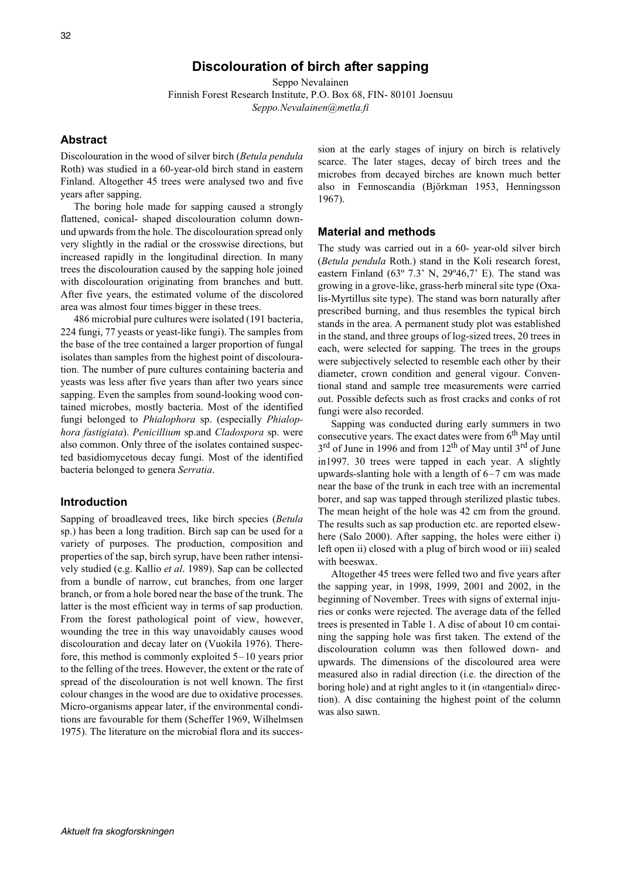# Discolouration of birch after sapping

Seppo Nevalainen
Finnish Forest Research Institute, P.O. Box 68, FIN- 80101 Joensuu
*Seppo.Nevalainen@metla.fi*

## Abstract

Discolouration in the wood of silver birch (*Betula pendula* Roth) was studied in a 60-year-old birch stand in eastern Finland. Altogether 45 trees were analysed two and five years after sapping.

The boring hole made for sapping caused a strongly flattened, conical- shaped discolouration column downund upwards from the hole. The discolouration spread only very slightly in the radial or the crosswise directions, but increased rapidly in the longitudinal direction. In many trees the discolouration caused by the sapping hole joined with discolouration originating from branches and butt. After five years, the estimated volume of the discolored area was almost four times bigger in these trees.

486 microbial pure cultures were isolated (191 bacteria, 224 fungi, 77 yeasts or yeast-like fungi). The samples from the base of the tree contained a larger proportion of fungal isolates than samples from the highest point of discolouration. The number of pure cultures containing bacteria and yeasts was less after five years than after two years since sapping. Even the samples from sound-looking wood contained microbes, mostly bacteria. Most of the identified fungi belonged to *Phialophora* sp. (especially *Phialophora fastigiata*). *Penicillium* sp.and *Cladospora* sp. were also common. Only three of the isolates contained suspected basidiomycetous decay fungi. Most of the identified bacteria belonged to genera *Serratia*.

## Introduction

Sapping of broadleaved trees, like birch species (*Betula* sp.) has been a long tradition. Birch sap can be used for a variety of purposes. The production, composition and properties of the sap, birch syrup, have been rather intensively studied (e.g. Kallio *et al*. 1989). Sap can be collected from a bundle of narrow, cut branches, from one larger branch, or from a hole bored near the base of the trunk. The latter is the most efficient way in terms of sap production. From the forest pathological point of view, however, wounding the tree in this way unavoidably causes wood discolouration and decay later on (Vuokila 1976). Therefore, this method is commonly exploited 5–10 years prior to the felling of the trees. However, the extent or the rate of spread of the discolouration is not well known. The first colour changes in the wood are due to oxidative processes. Micro-organisms appear later, if the environmental conditions are favourable for them (Scheffer 1969, Wilhelmsen 1975). The literature on the microbial flora and its succession at the early stages of injury on birch is relatively scarce. The later stages, decay of birch trees and the microbes from decayed birches are known much better also in Fennoscandia (Björkman 1953, Henningsson 1967).

## Material and methods

The study was carried out in a 60- year-old silver birch (*Betula pendula* Roth.) stand in the Koli research forest, eastern Finland (63º 7.3’ N, 29º46,7’ E). The stand was growing in a grove-like, grass-herb mineral site type (Oxalis-Myrtillus site type). The stand was born naturally after prescribed burning, and thus resembles the typical birch stands in the area. A permanent study plot was established in the stand, and three groups of log-sized trees, 20 trees in each, were selected for sapping. The trees in the groups were subjectively selected to resemble each other by their diameter, crown condition and general vigour. Conventional stand and sample tree measurements were carried out. Possible defects such as frost cracks and conks of rot fungi were also recorded.

Sapping was conducted during early summers in two consecutive years. The exact dates were from 6th May until 3rd of June in 1996 and from 12th of May until 3rd of June in1997. 30 trees were tapped in each year. A slightly upwards-slanting hole with a length of 6–7 cm was made near the base of the trunk in each tree with an incremental borer, and sap was tapped through sterilized plastic tubes. The mean height of the hole was 42 cm from the ground. The results such as sap production etc. are reported elsewhere (Salo 2000). After sapping, the holes were either i) left open ii) closed with a plug of birch wood or iii) sealed with beeswax.

Altogether 45 trees were felled two and five years after the sapping year, in 1998, 1999, 2001 and 2002, in the beginning of November. Trees with signs of external injuries or conks were rejected. The average data of the felled trees is presented in Table 1. A disc of about 10 cm containing the sapping hole was first taken. The extend of the discolouration column was then followed down- and upwards. The dimensions of the discoloured area were measured also in radial direction (i.e. the direction of the boring hole) and at right angles to it (in «tangential» direction). A disc containing the highest point of the column was also sawn.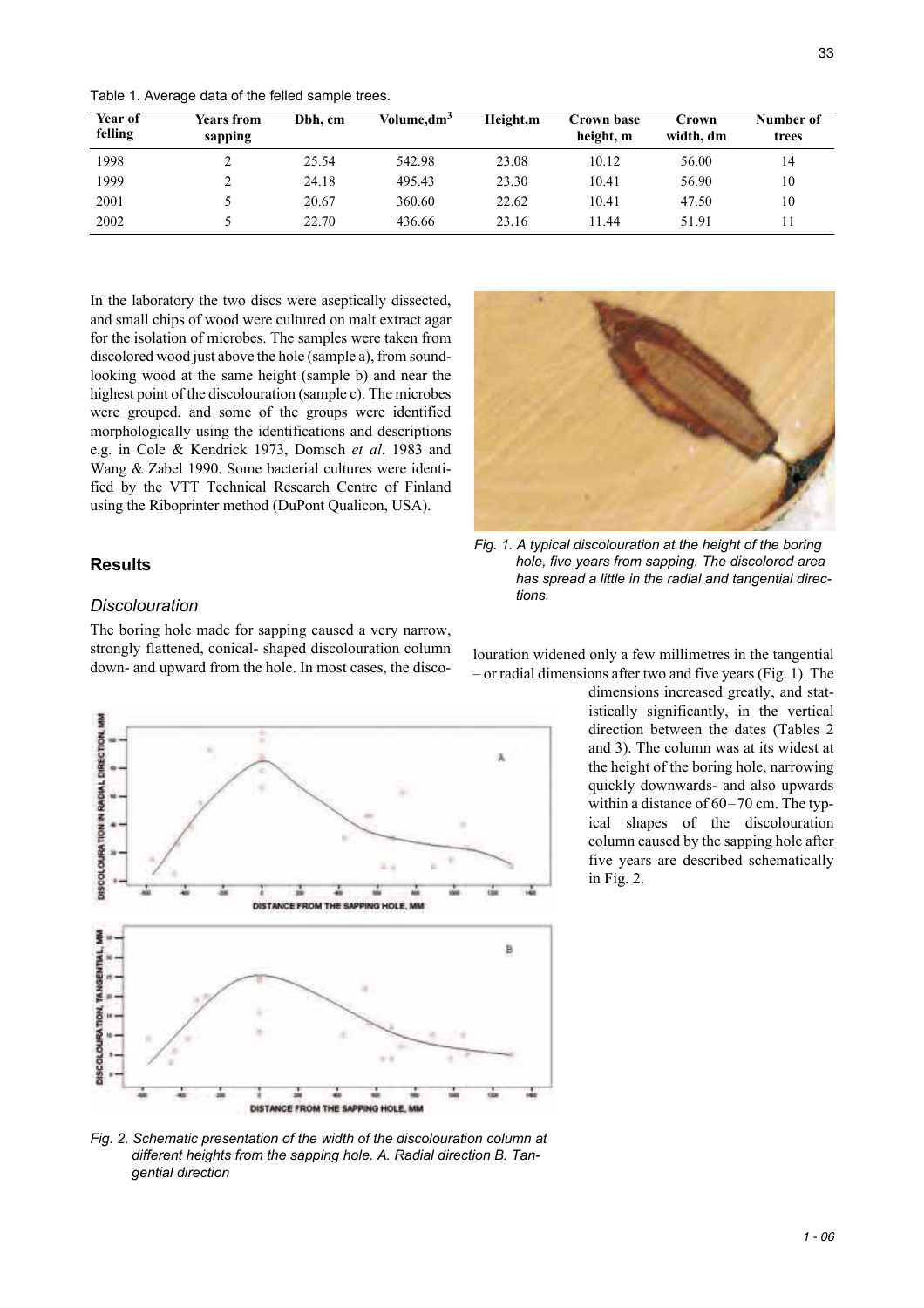Table 1. Average data of the felled sample trees.

| Year of felling | Years from sapping | Dbh, cm | Volume,dm$^3$ | Height,m | Crown base height, m | Crown width, dm | Number of trees |
|---|---|---|---|---|---|---|---|
| 1998 | 2 | 25.54 | 542.98 | 23.08 | 10.12 | 56.00 | 14 |
| 1999 | 2 | 24.18 | 495.43 | 23.30 | 10.41 | 56.90 | 10 |
| 2001 | 5 | 20.67 | 360.60 | 22.62 | 10.41 | 47.50 | 10 |
| 2002 | 5 | 22.70 | 436.66 | 23.16 | 11.44 | 51.91 | 11 |

In the laboratory the two discs were aseptically dissected, and small chips of wood were cultured on malt extract agar for the isolation of microbes. The samples were taken from discolored wood just above the hole (sample a), from sound-looking wood at the same height (sample b) and near the highest point of the discolouration (sample c). The microbes were grouped, and some of the groups were identified morphologically using the identifications and descriptions e.g. in Cole & Kendrick 1973, Domsch *et al*. 1983 and Wang & Zabel 1990. Some bacterial cultures were identified by the VTT Technical Research Centre of Finland using the Riboprinter method (DuPont Qualicon, USA).

*Fig. 1. A typical discolouration at the height of the boring hole, five years from sapping. The discolored area has spread a little in the radial and tangential directions.*

## Results

### *Discolouration*

The boring hole made for sapping caused a very narrow, strongly flattened, conical- shaped discolouration column down- and upward from the hole. In most cases, the discolouration widened only a few millimetres in the tangential – or radial dimensions after two and five years (Fig. 1). The dimensions increased greatly, and statistically significantly, in the vertical direction between the dates (Tables 2 and 3). The column was at its widest at the height of the boring hole, narrowing quickly downwards- and also upwards within a distance of 60–70 cm. The typical shapes of the discolouration column caused by the sapping hole after five years are described schematically in Fig. 2.

*Fig. 2. Schematic presentation of the width of the discolouration column at different heights from the sapping hole. A. Radial direction B. Tangential direction*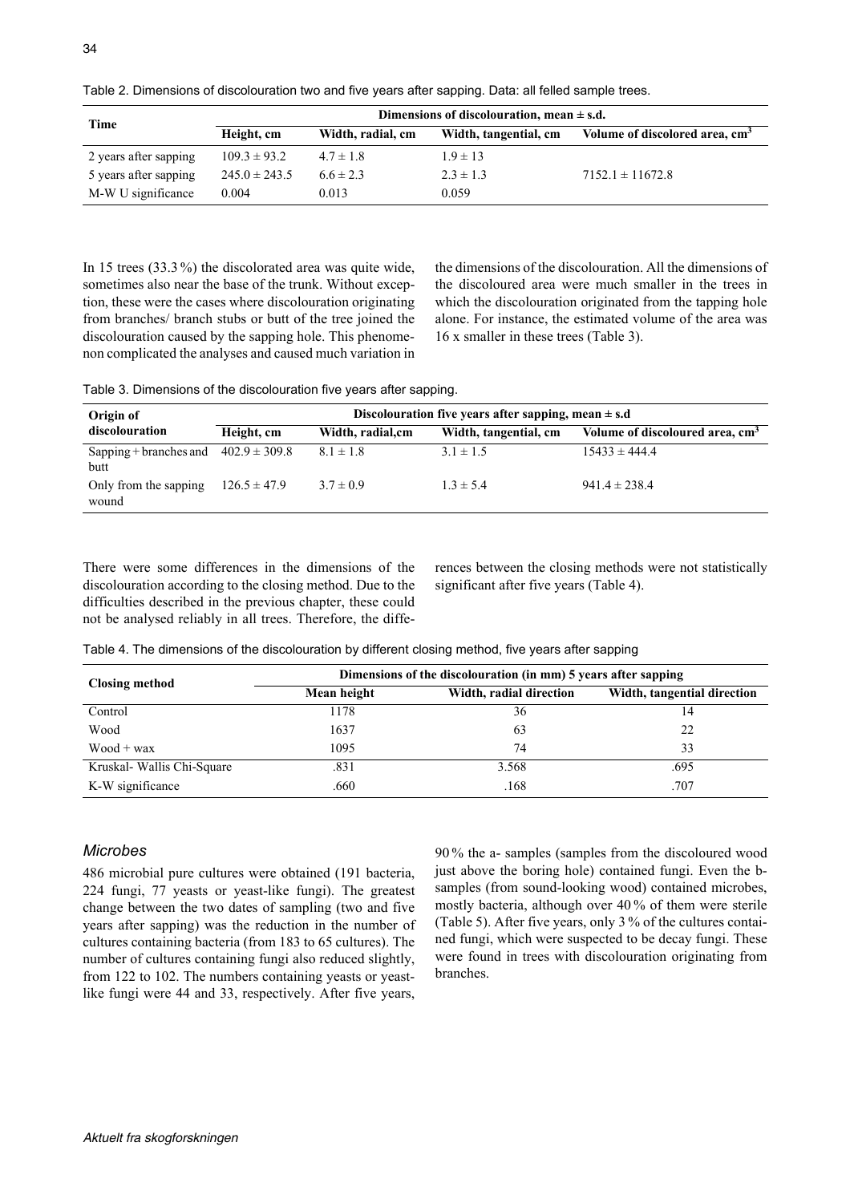Table 2. Dimensions of discolouration two and five years after sapping. Data: all felled sample trees.

| Time | Dimensions of discolouration, mean ± s.d. | | | |
|---|---|---|---|---|
| | Height, cm | Width, radial, cm | Width, tangential, cm | Volume of discolored area, cm$^3$ |
| 2 years after sapping | 109.3 ± 93.2 | 4.7 ± 1.8 | 1.9 ± 13 | |
| 5 years after sapping | 245.0 ± 243.5 | 6.6 ± 2.3 | 2.3 ± 1.3 | 7152.1 ± 11672.8 |
| M-W U significance | 0.004 | 0.013 | 0.059 | |

In 15 trees (33.3 %) the discolorated area was quite wide, sometimes also near the base of the trunk. Without exception, these were the cases where discolouration originating from branches/ branch stubs or butt of the tree joined the discolouration caused by the sapping hole. This phenomenon complicated the analyses and caused much variation in the dimensions of the discolouration. All the dimensions of the discoloured area were much smaller in the trees in which the discolouration originated from the tapping hole alone. For instance, the estimated volume of the area was 16 x smaller in these trees (Table 3).

Table 3. Dimensions of the discolouration five years after sapping.

| Origin of discolouration | Discolouration five years after sapping, mean ± s.d | | | |
|---|---|---|---|---|
| | Height, cm | Width, radial,cm | Width, tangential, cm | Volume of discoloured area, cm$^3$ |
| Sapping + branches and butt | 402.9 ± 309.8 | 8.1 ± 1.8 | 3.1 ± 1.5 | 15433 ± 444.4 |
| Only from the sapping wound | 126.5 ± 47.9 | 3.7 ± 0.9 | 1.3 ± 5.4 | 941.4 ± 238.4 |

There were some differences in the dimensions of the discolouration according to the closing method. Due to the difficulties described in the previous chapter, these could not be analysed reliably in all trees. Therefore, the differences between the closing methods were not statistically significant after five years (Table 4).

Table 4. The dimensions of the discolouration by different closing method, five years after sapping

| Closing method | Dimensions of the discolouration (in mm) 5 years after sapping | | |
|---|---|---|---|
| | Mean height | Width, radial direction | Width, tangential direction |
| Control | 1178 | 36 | 14 |
| Wood | 1637 | 63 | 22 |
| Wood + wax | 1095 | 74 | 33 |
| Kruskal- Wallis Chi-Square | .831 | 3.568 | .695 |
| K-W significance | .660 | .168 | .707 |

### *Microbes*

486 microbial pure cultures were obtained (191 bacteria, 224 fungi, 77 yeasts or yeast-like fungi). The greatest change between the two dates of sampling (two and five years after sapping) was the reduction in the number of cultures containing bacteria (from 183 to 65 cultures). The number of cultures containing fungi also reduced slightly, from 122 to 102. The numbers containing yeasts or yeast-like fungi were 44 and 33, respectively. After five years, 90 % the a- samples (samples from the discoloured wood just above the boring hole) contained fungi. Even the b-samples (from sound-looking wood) contained microbes, mostly bacteria, although over 40 % of them were sterile (Table 5). After five years, only 3 % of the cultures contained fungi, which were suspected to be decay fungi. These were found in trees with discolouration originating from branches.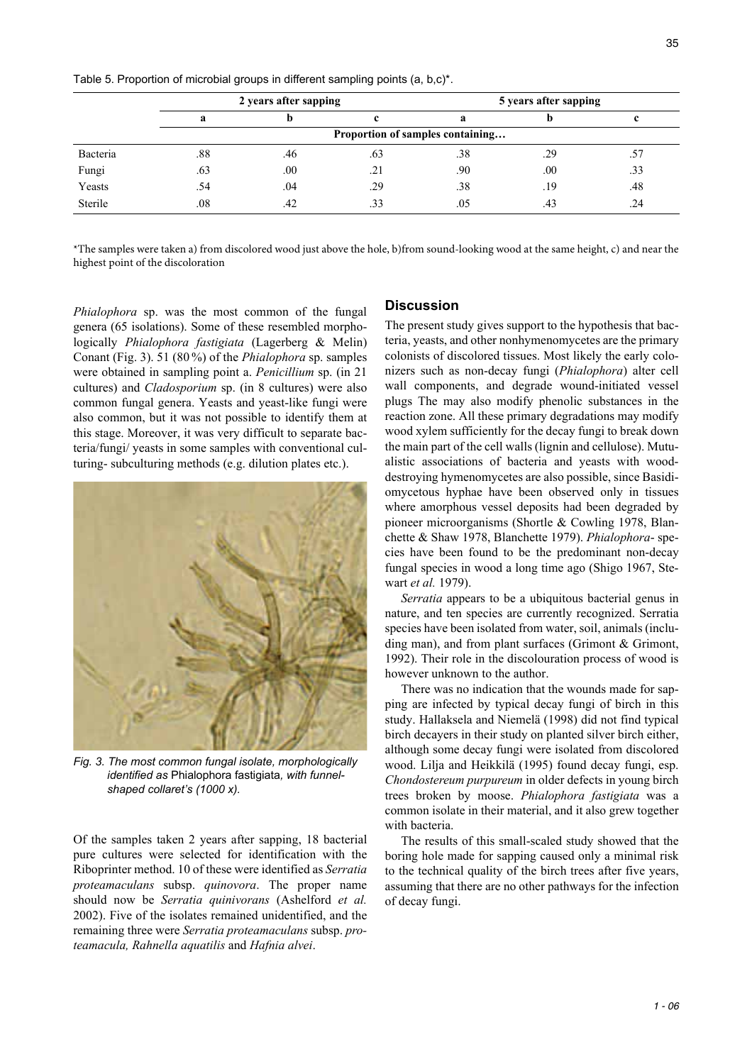Table 5. Proportion of microbial groups in different sampling points (a, b,c)*.

| | 2 years after sapping | | | 5 years after sapping | | |
|---|---|---|---|---|---|---|
| | a | b | c | a | b | c |
| | Proportion of samples containing… | | | | | |
| Bacteria | .88 | .46 | .63 | .38 | .29 | .57 |
| Fungi | .63 | .00 | .21 | .90 | .00 | .33 |
| Yeasts | .54 | .04 | .29 | .38 | .19 | .48 |
| Sterile | .08 | .42 | .33 | .05 | .43 | .24 |

*The samples were taken a) from discolored wood just above the hole, b)from sound-looking wood at the same height, c) and near the highest point of the discoloration

*Phialophora* sp. was the most common of the fungal genera (65 isolations). Some of these resembled morphologically *Phialophora fastigiata* (Lagerberg & Melin) Conant (Fig. 3). 51 (80 %) of the *Phialophora* sp. samples were obtained in sampling point a. *Penicillium* sp. (in 21 cultures) and *Cladosporium* sp. (in 8 cultures) were also common fungal genera. Yeasts and yeast-like fungi were also common, but it was not possible to identify them at this stage. Moreover, it was very difficult to separate bacteria/fungi/ yeasts in some samples with conventional culturing- subculturing methods (e.g. dilution plates etc.).

*Fig. 3. The most common fungal isolate, morphologically identified as* Phialophora fastigiata*, with funnel-shaped collaret's (1000 x).*

Of the samples taken 2 years after sapping, 18 bacterial pure cultures were selected for identification with the Riboprinter method. 10 of these were identified as *Serratia proteamaculans* subsp. *quinovora*. The proper name should now be *Serratia quinivorans* (Ashelford *et al.* 2002). Five of the isolates remained unidentified, and the remaining three were *Serratia proteamaculans* subsp. *proteamacula, Rahnella aquatilis* and *Hafnia alvei*.

## Discussion

The present study gives support to the hypothesis that bacteria, yeasts, and other nonhymenomycetes are the primary colonists of discolored tissues. Most likely the early colonizers such as non-decay fungi (*Phialophora*) alter cell wall components, and degrade wound-initiated vessel plugs The may also modify phenolic substances in the reaction zone. All these primary degradations may modify wood xylem sufficiently for the decay fungi to break down the main part of the cell walls (lignin and cellulose). Mutualistic associations of bacteria and yeasts with wood-destroying hymenomycetes are also possible, since Basidiomycetous hyphae have been observed only in tissues where amorphous vessel deposits had been degraded by pioneer microorganisms (Shortle & Cowling 1978, Blanchette & Shaw 1978, Blanchette 1979). *Phialophora*- species have been found to be the predominant non-decay fungal species in wood a long time ago (Shigo 1967, Stewart *et al.* 1979).

*Serratia* appears to be a ubiquitous bacterial genus in nature, and ten species are currently recognized. Serratia species have been isolated from water, soil, animals (including man), and from plant surfaces (Grimont & Grimont, 1992). Their role in the discolouration process of wood is however unknown to the author.

There was no indication that the wounds made for sapping are infected by typical decay fungi of birch in this study. Hallaksela and Niemelä (1998) did not find typical birch decayers in their study on planted silver birch either, although some decay fungi were isolated from discolored wood. Lilja and Heikkilä (1995) found decay fungi, esp. *Chondostereum purpureum* in older defects in young birch trees broken by moose. *Phialophora fastigiata* was a common isolate in their material, and it also grew together with bacteria.

The results of this small-scaled study showed that the boring hole made for sapping caused only a minimal risk to the technical quality of the birch trees after five years, assuming that there are no other pathways for the infection of decay fungi.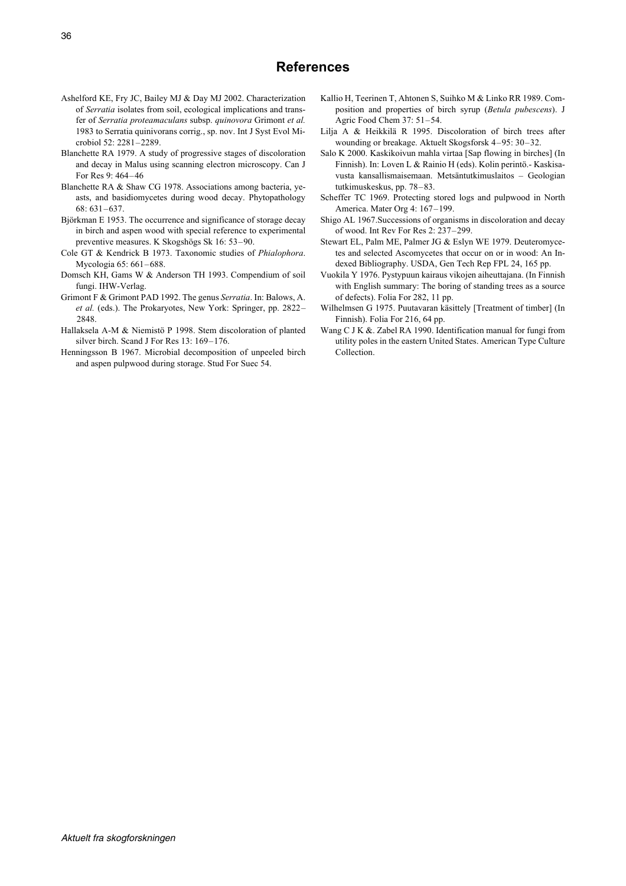## References

Ashelford KE, Fry JC, Bailey MJ & Day MJ 2002. Characterization of *Serratia* isolates from soil, ecological implications and transfer of *Serratia proteamaculans* subsp. *quinovora* Grimont *et al.* 1983 to Serratia quinivorans corrig., sp. nov. Int J Syst Evol Microbiol 52: 2281–2289.

Blanchette RA 1979. A study of progressive stages of discoloration and decay in Malus using scanning electron microscopy. Can J For Res 9: 464–46

Blanchette RA & Shaw CG 1978. Associations among bacteria, yeasts, and basidiomycetes during wood decay. Phytopathology 68: 631–637.

Björkman E 1953. The occurrence and significance of storage decay in birch and aspen wood with special reference to experimental preventive measures. K Skogshögs Sk 16: 53–90.

Cole GT & Kendrick B 1973. Taxonomic studies of *Phialophora*. Mycologia 65: 661–688.

Domsch KH, Gams W & Anderson TH 1993. Compendium of soil fungi. IHW-Verlag.

Grimont F & Grimont PAD 1992. The genus *Serratia*. In: Balows, A. *et al.* (eds.). The Prokaryotes, New York: Springer, pp. 2822–2848.

Hallaksela A-M & Niemistö P 1998. Stem discoloration of planted silver birch. Scand J For Res 13: 169–176.

Henningsson B 1967. Microbial decomposition of unpeeled birch and aspen pulpwood during storage. Stud For Suec 54.

Kallio H, Teerinen T, Ahtonen S, Suihko M & Linko RR 1989. Composition and properties of birch syrup (*Betula pubescens*). J Agric Food Chem 37: 51–54.

Lilja A & Heikkilä R 1995. Discoloration of birch trees after wounding or breakage. Aktuelt Skogsforsk 4–95: 30–32.

Salo K 2000. Kaskikoivun mahla virtaa [Sap flowing in birches] (In Finnish). In: Loven L & Rainio H (eds). Kolin perintö.- Kaskisavusta kansallismaisemaan. Metsäntutkimuslaitos – Geologian tutkimuskeskus, pp. 78–83.

Scheffer TC 1969. Protecting stored logs and pulpwood in North America. Mater Org 4: 167–199.

Shigo AL 1967.Successions of organisms in discoloration and decay of wood. Int Rev For Res 2: 237–299.

Stewart EL, Palm ME, Palmer JG & Eslyn WE 1979. Deuteromycetes and selected Ascomycetes that occur on or in wood: An Indexed Bibliography. USDA, Gen Tech Rep FPL 24, 165 pp.

Vuokila Y 1976. Pystypuun kairaus vikojen aiheuttajana. (In Finnish with English summary: The boring of standing trees as a source of defects). Folia For 282, 11 pp.

Wilhelmsen G 1975. Puutavaran käsittely [Treatment of timber] (In Finnish). Folia For 216, 64 pp.

Wang C J K &. Zabel RA 1990. Identification manual for fungi from utility poles in the eastern United States. American Type Culture Collection.